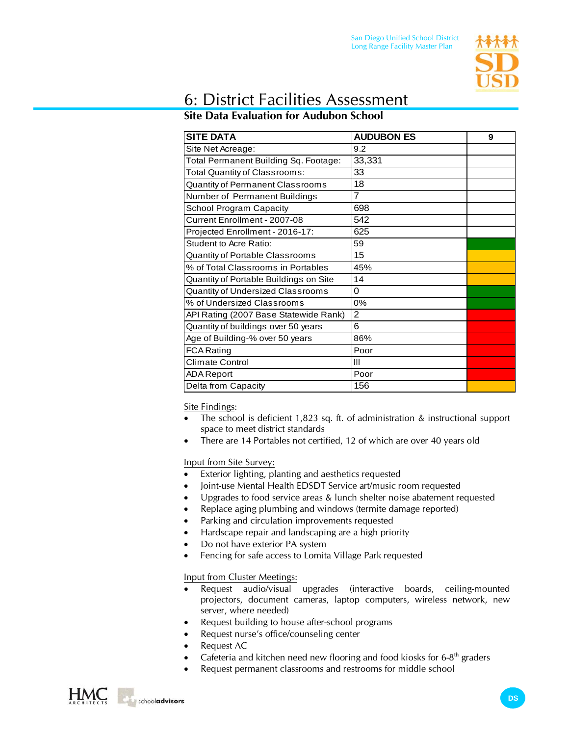# 6: District Facilities Assessment

## Site Data Evaluation for Audubon School

| SITE DATA | AUDUBON ES | 9 |
|---|---|---|
| Site Net Acreage: | 9.2 | |
| Total Permanent Building Sq. Footage: | 33,331 | |
| Total Quantity of Classrooms: | 33 | |
| Quantity of Permanent Classrooms | 18 | |
| Number of Permanent Buildings | 7 | |
| School Program Capacity | 698 | |
| Current Enrollment - 2007-08 | 542 | |
| Projected Enrollment - 2016-17: | 625 | |
| Student to Acre Ratio: | 59 | |
| Quantity of Portable Classrooms | 15 | |
| % of Total Classrooms in Portables | 45% | |
| Quantity of Portable Buildings on Site | 14 | |
| Quantity of Undersized Classrooms | 0 | |
| % of Undersized Classrooms | 0% | |
| API Rating (2007 Base Statewide Rank) | 2 | |
| Quantity of buildings over 50 years | 6 | |
| Age of Building-% over 50 years | 86% | |
| FCA Rating | Poor | |
| Climate Control | III | |
| ADA Report | Poor | |
| Delta from Capacity | 156 | |

Site Findings:

- The school is deficient 1,823 sq. ft. of administration & instructional support space to meet district standards
- There are 14 Portables not certified, 12 of which are over 40 years old

Input from Site Survey:

- Exterior lighting, planting and aesthetics requested
- Joint-use Mental Health EDSDT Service art/music room requested
- Upgrades to food service areas & lunch shelter noise abatement requested
- Replace aging plumbing and windows (termite damage reported)
- Parking and circulation improvements requested
- Hardscape repair and landscaping are a high priority
- Do not have exterior PA system
- Fencing for safe access to Lomita Village Park requested

Input from Cluster Meetings:

- Request audio/visual upgrades (interactive boards, ceiling-mounted projectors, document cameras, laptop computers, wireless network, new server, where needed)
- Request building to house after-school programs
- Request nurse's office/counseling center
- Request AC
- Cafeteria and kitchen need new flooring and food kiosks for 6-8th graders
- Request permanent classrooms and restrooms for middle school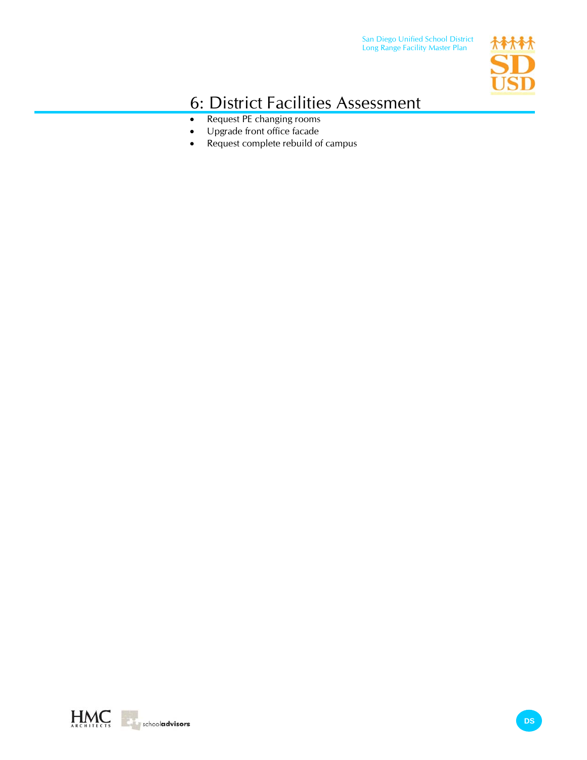- Request PE changing rooms
- Upgrade front office facade
- Request complete rebuild of campus